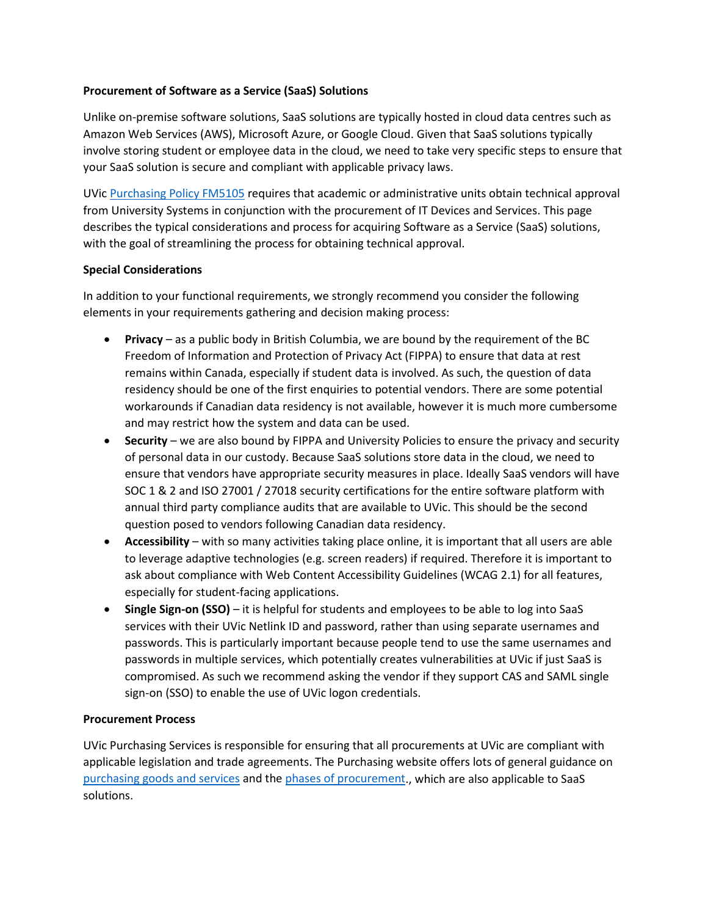**Procurement of Software as a Service (SaaS) Solutions**

Unlike on-premise software solutions, SaaS solutions are typically hosted in cloud data centres such as Amazon Web Services (AWS), Microsoft Azure, or Google Cloud. Given that SaaS solutions typically involve storing student or employee data in the cloud, we need to take very specific steps to ensure that your SaaS solution is secure and compliant with applicable privacy laws.

UVic [Purchasing Policy FM5105](#) requires that academic or administrative units obtain technical approval from University Systems in conjunction with the procurement of IT Devices and Services. This page describes the typical considerations and process for acquiring Software as a Service (SaaS) solutions, with the goal of streamlining the process for obtaining technical approval.

**Special Considerations**

In addition to your functional requirements, we strongly recommend you consider the following elements in your requirements gathering and decision making process:

- **Privacy** – as a public body in British Columbia, we are bound by the requirement of the BC Freedom of Information and Protection of Privacy Act (FIPPA) to ensure that data at rest remains within Canada, especially if student data is involved. As such, the question of data residency should be one of the first enquiries to potential vendors. There are some potential workarounds if Canadian data residency is not available, however it is much more cumbersome and may restrict how the system and data can be used.
- **Security** – we are also bound by FIPPA and University Policies to ensure the privacy and security of personal data in our custody. Because SaaS solutions store data in the cloud, we need to ensure that vendors have appropriate security measures in place. Ideally SaaS vendors will have SOC 1 & 2 and ISO 27001 / 27018 security certifications for the entire software platform with annual third party compliance audits that are available to UVic. This should be the second question posed to vendors following Canadian data residency.
- **Accessibility** – with so many activities taking place online, it is important that all users are able to leverage adaptive technologies (e.g. screen readers) if required. Therefore it is important to ask about compliance with Web Content Accessibility Guidelines (WCAG 2.1) for all features, especially for student-facing applications.
- **Single Sign-on (SSO)** – it is helpful for students and employees to be able to log into SaaS services with their UVic Netlink ID and password, rather than using separate usernames and passwords. This is particularly important because people tend to use the same usernames and passwords in multiple services, which potentially creates vulnerabilities at UVic if just SaaS is compromised. As such we recommend asking the vendor if they support CAS and SAML single sign-on (SSO) to enable the use of UVic logon credentials.

**Procurement Process**

UVic Purchasing Services is responsible for ensuring that all procurements at UVic are compliant with applicable legislation and trade agreements. The Purchasing website offers lots of general guidance on [purchasing goods and services](#) and the [phases of procurement](#)., which are also applicable to SaaS solutions.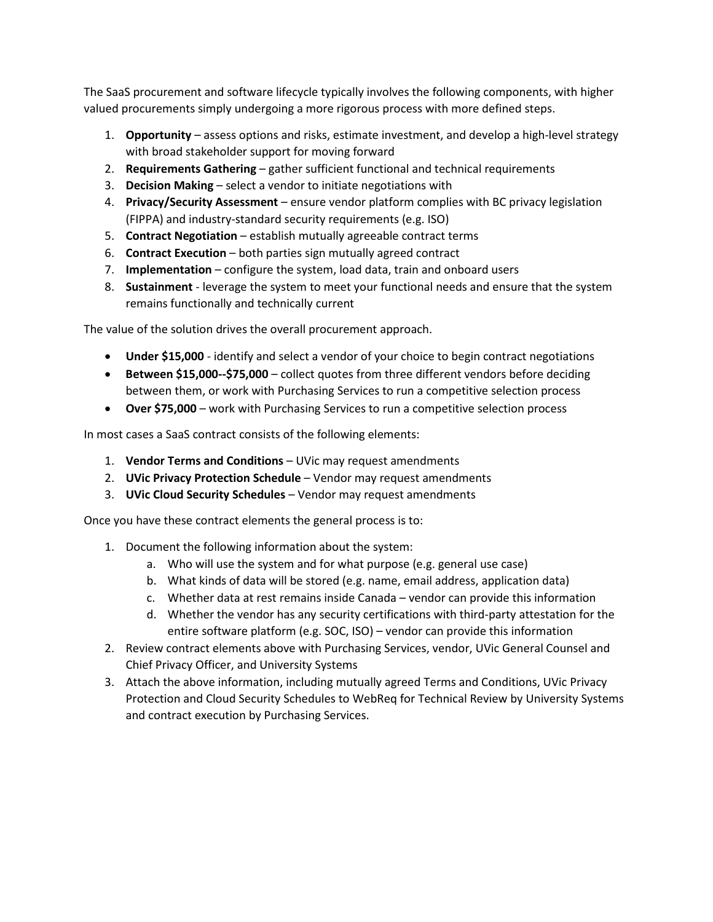The SaaS procurement and software lifecycle typically involves the following components, with higher valued procurements simply undergoing a more rigorous process with more defined steps.

1. **Opportunity** – assess options and risks, estimate investment, and develop a high-level strategy with broad stakeholder support for moving forward
2. **Requirements Gathering** – gather sufficient functional and technical requirements
3. **Decision Making** – select a vendor to initiate negotiations with
4. **Privacy/Security Assessment** – ensure vendor platform complies with BC privacy legislation (FIPPA) and industry-standard security requirements (e.g. ISO)
5. **Contract Negotiation** – establish mutually agreeable contract terms
6. **Contract Execution** – both parties sign mutually agreed contract
7. **Implementation** – configure the system, load data, train and onboard users
8. **Sustainment** - leverage the system to meet your functional needs and ensure that the system remains functionally and technically current

The value of the solution drives the overall procurement approach.

- **Under $15,000** - identify and select a vendor of your choice to begin contract negotiations
- **Between $15,000--$75,000** – collect quotes from three different vendors before deciding between them, or work with Purchasing Services to run a competitive selection process
- **Over $75,000** – work with Purchasing Services to run a competitive selection process

In most cases a SaaS contract consists of the following elements:

1. **Vendor Terms and Conditions** – UVic may request amendments
2. **UVic Privacy Protection Schedule** – Vendor may request amendments
3. **UVic Cloud Security Schedules** – Vendor may request amendments

Once you have these contract elements the general process is to:

1. Document the following information about the system:
   a. Who will use the system and for what purpose (e.g. general use case)
   b. What kinds of data will be stored (e.g. name, email address, application data)
   c. Whether data at rest remains inside Canada – vendor can provide this information
   d. Whether the vendor has any security certifications with third-party attestation for the entire software platform (e.g. SOC, ISO) – vendor can provide this information
2. Review contract elements above with Purchasing Services, vendor, UVic General Counsel and Chief Privacy Officer, and University Systems
3. Attach the above information, including mutually agreed Terms and Conditions, UVic Privacy Protection and Cloud Security Schedules to WebReq for Technical Review by University Systems and contract execution by Purchasing Services.